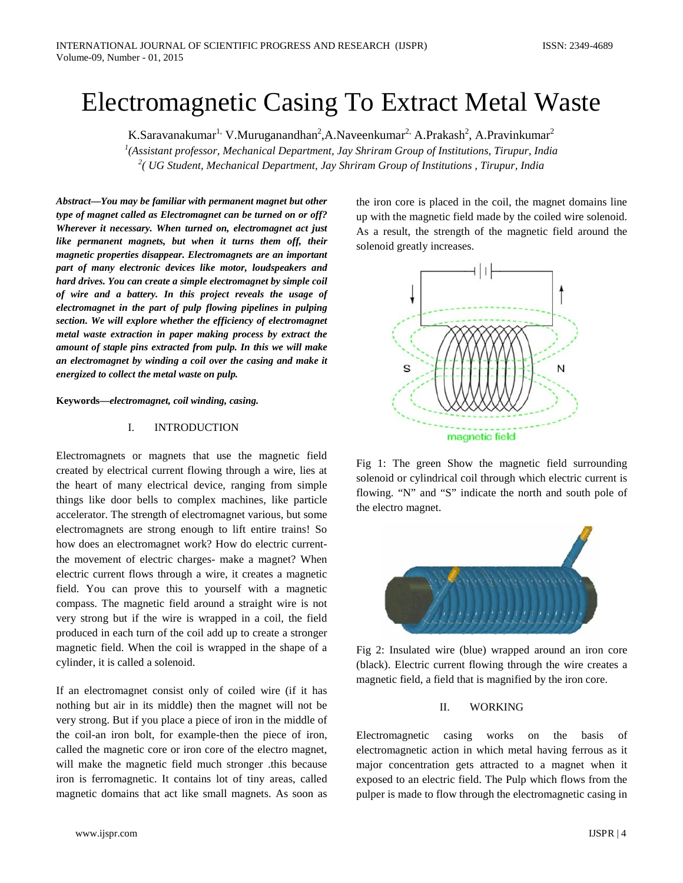# Electromagnetic Casing To Extract Metal Waste

K.Saravanakumar[1], V.Muruganandhan[2], A.Naveenkumar[2], A.Prakash[2], A.Pravinkumar[2]

[1](Assistant professor, Mechanical Department, Jay Shriram Group of Institutions, Tirupur, India

[2]( UG Student, Mechanical Department, Jay Shriram Group of Institutions , Tirupur, India

***Abstract—You may be familiar with permanent magnet but other type of magnet called as Electromagnet can be turned on or off? Wherever it necessary. When turned on, electromagnet act just like permanent magnets, but when it turns them off, their magnetic properties disappear. Electromagnets are an important part of many electronic devices like motor, loudspeakers and hard drives. You can create a simple electromagnet by simple coil of wire and a battery. In this project reveals the usage of electromagnet in the part of pulp flowing pipelines in pulping section. We will explore whether the efficiency of electromagnet metal waste extraction in paper making process by extract the amount of staple pins extracted from pulp. In this we will make an electromagnet by winding a coil over the casing and make it energized to collect the metal waste on pulp.***

**Keywords—*electromagnet, coil winding, casing.***

## I. INTRODUCTION

Electromagnets or magnets that use the magnetic field created by electrical current flowing through a wire, lies at the heart of many electrical device, ranging from simple things like door bells to complex machines, like particle accelerator. The strength of electromagnet various, but some electromagnets are strong enough to lift entire trains! So how does an electromagnet work? How do electric current- the movement of electric charges- make a magnet? When electric current flows through a wire, it creates a magnetic field. You can prove this to yourself with a magnetic compass. The magnetic field around a straight wire is not very strong but if the wire is wrapped in a coil, the field produced in each turn of the coil add up to create a stronger magnetic field. When the coil is wrapped in the shape of a cylinder, it is called a solenoid.

If an electromagnet consist only of coiled wire (if it has nothing but air in its middle) then the magnet will not be very strong. But if you place a piece of iron in the middle of the coil-an iron bolt, for example-then the piece of iron, called the magnetic core or iron core of the electro magnet, will make the magnetic field much stronger .this because iron is ferromagnetic. It contains lot of tiny areas, called magnetic domains that act like small magnets. As soon as the iron core is placed in the coil, the magnet domains line up with the magnetic field made by the coiled wire solenoid. As a result, the strength of the magnetic field around the solenoid greatly increases.

Fig 1: The green Show the magnetic field surrounding solenoid or cylindrical coil through which electric current is flowing. "N" and "S" indicate the north and south pole of the electro magnet.

Fig 2: Insulated wire (blue) wrapped around an iron core (black). Electric current flowing through the wire creates a magnetic field, a field that is magnified by the iron core.

## II. WORKING

Electromagnetic casing works on the basis of electromagnetic action in which metal having ferrous as it major concentration gets attracted to a magnet when it exposed to an electric field. The Pulp which flows from the pulper is made to flow through the electromagnetic casing in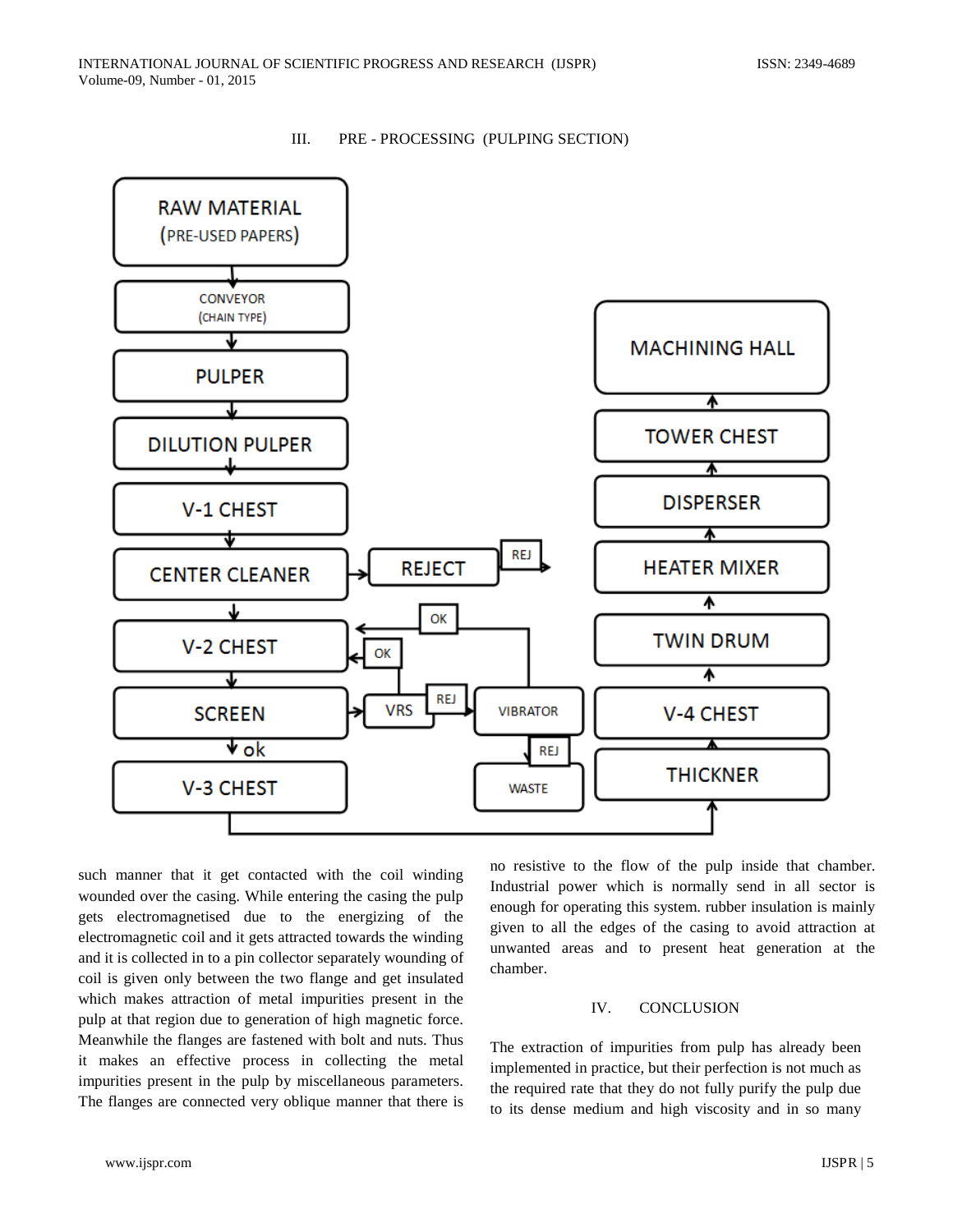## III. PRE - PROCESSING (PULPING SECTION)

such manner that it get contacted with the coil winding wounded over the casing. While entering the casing the pulp gets electromagnetised due to the energizing of the electromagnetic coil and it gets attracted towards the winding and it is collected in to a pin collector separately wounding of coil is given only between the two flange and get insulated which makes attraction of metal impurities present in the pulp at that region due to generation of high magnetic force. Meanwhile the flanges are fastened with bolt and nuts. Thus it makes an effective process in collecting the metal impurities present in the pulp by miscellaneous parameters. The flanges are connected very oblique manner that there is no resistive to the flow of the pulp inside that chamber. Industrial power which is normally send in all sector is enough for operating this system. rubber insulation is mainly given to all the edges of the casing to avoid attraction at unwanted areas and to present heat generation at the chamber.

## IV. CONCLUSION

The extraction of impurities from pulp has already been implemented in practice, but their perfection is not much as the required rate that they do not fully purify the pulp due to its dense medium and high viscosity and in so many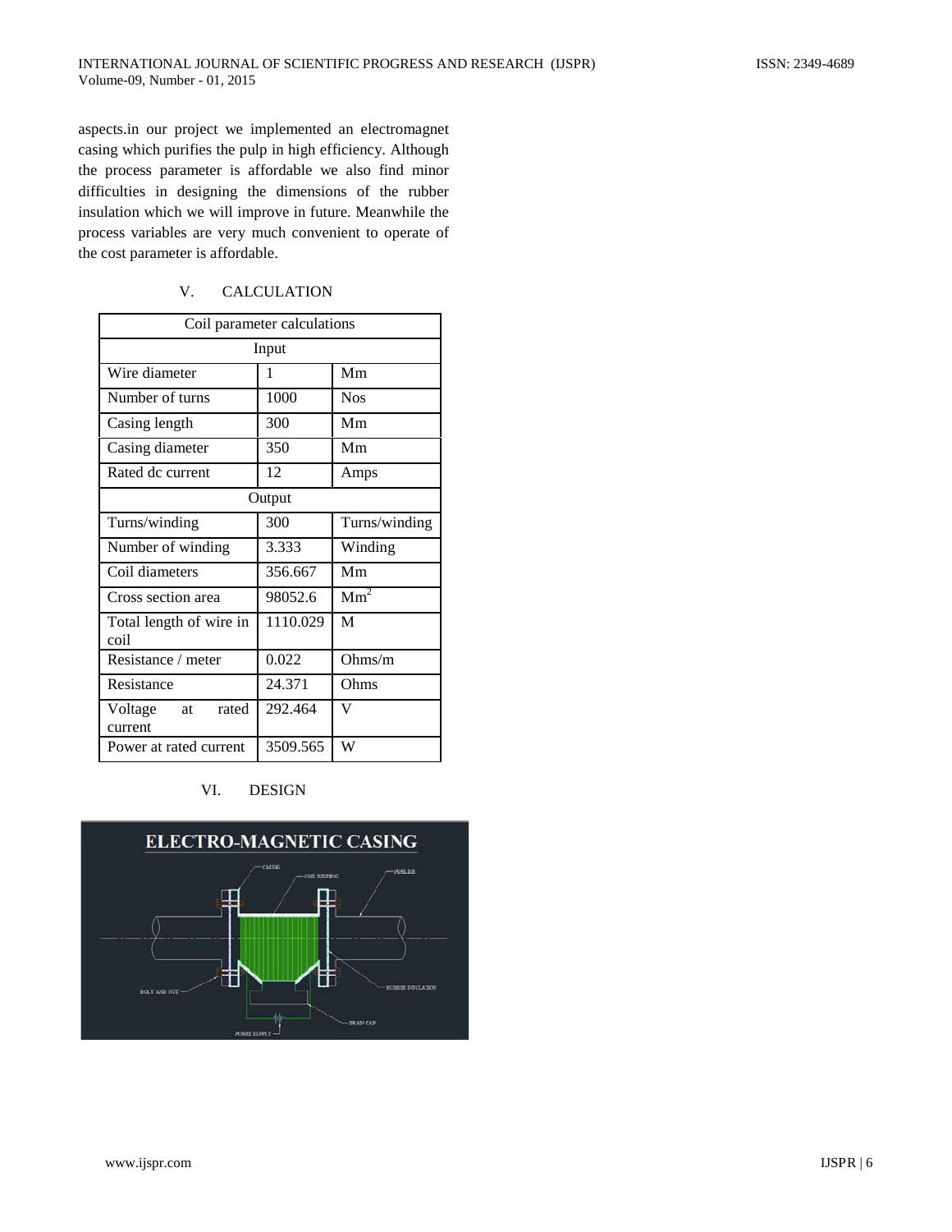aspects.in our project we implemented an electromagnet casing which purifies the pulp in high efficiency. Although the process parameter is affordable we also find minor difficulties in designing the dimensions of the rubber insulation which we will improve in future. Meanwhile the process variables are very much convenient to operate of the cost parameter is affordable.

## V. CALCULATION

| Coil parameter calculations | | |
|---|---|---|
| Input | | |
| Wire diameter | 1 | Mm |
| Number of turns | 1000 | Nos |
| Casing length | 300 | Mm |
| Casing diameter | 350 | Mm |
| Rated dc current | 12 | Amps |
| Output | | |
| Turns/winding | 300 | Turns/winding |
| Number of winding | 3.333 | Winding |
| Coil diameters | 356.667 | Mm |
| Cross section area | 98052.6 | $Mm^2$ |
| Total length of wire in coil | 1110.029 | M |
| Resistance / meter | 0.022 | Ohms/m |
| Resistance | 24.371 | Ohms |
| Voltage at rated current | 292.464 | V |
| Power at rated current | 3509.565 | W |

## VI. DESIGN

ELECTRO-MAGNETIC CASING

CASING

COIL WINDING

PIPELINE

BOLT AND NUT

RUBBER INSULATION

DRAIN CAP

POWER SUPPLY